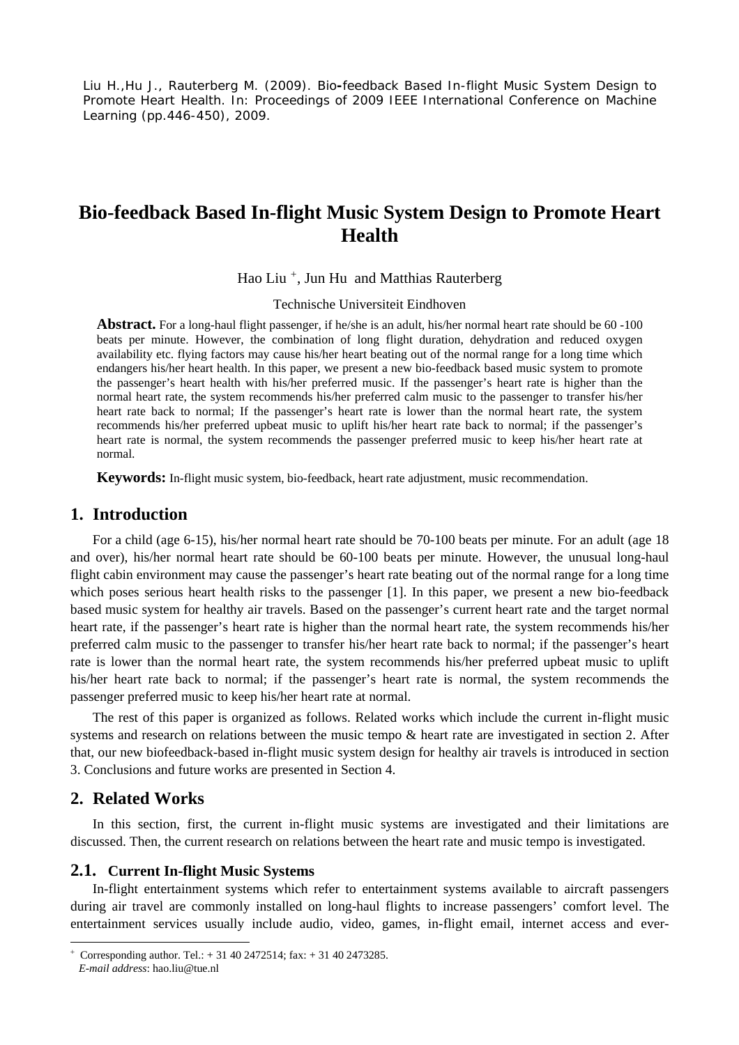Liu H.,Hu J., Rauterberg M. (2009). Bio-feedback Based In-flight Music System Design to Promote Heart Health. In: Proceedings of 2009 IEEE International Conference on Machine Learning (pp.446-450), 2009.

# Bio-feedback Based In-flight Music System Design to Promote Heart Health

Hao Liu [+], Jun Hu and Matthias Rauterberg

Technische Universiteit Eindhoven

**Abstract.** For a long-haul flight passenger, if he/she is an adult, his/her normal heart rate should be 60 -100 beats per minute. However, the combination of long flight duration, dehydration and reduced oxygen availability etc. flying factors may cause his/her heart beating out of the normal range for a long time which endangers his/her heart health. In this paper, we present a new bio-feedback based music system to promote the passenger's heart health with his/her preferred music. If the passenger's heart rate is higher than the normal heart rate, the system recommends his/her preferred calm music to the passenger to transfer his/her heart rate back to normal; If the passenger's heart rate is lower than the normal heart rate, the system recommends his/her preferred upbeat music to uplift his/her heart rate back to normal; if the passenger's heart rate is normal, the system recommends the passenger preferred music to keep his/her heart rate at normal.

**Keywords:** In-flight music system, bio-feedback, heart rate adjustment, music recommendation.

## 1. Introduction

For a child (age 6-15), his/her normal heart rate should be 70-100 beats per minute. For an adult (age 18 and over), his/her normal heart rate should be 60-100 beats per minute. However, the unusual long-haul flight cabin environment may cause the passenger's heart rate beating out of the normal range for a long time which poses serious heart health risks to the passenger [1]. In this paper, we present a new bio-feedback based music system for healthy air travels. Based on the passenger's current heart rate and the target normal heart rate, if the passenger's heart rate is higher than the normal heart rate, the system recommends his/her preferred calm music to the passenger to transfer his/her heart rate back to normal; if the passenger's heart rate is lower than the normal heart rate, the system recommends his/her preferred upbeat music to uplift his/her heart rate back to normal; if the passenger's heart rate is normal, the system recommends the passenger preferred music to keep his/her heart rate at normal.

The rest of this paper is organized as follows. Related works which include the current in-flight music systems and research on relations between the music tempo & heart rate are investigated in section 2. After that, our new biofeedback-based in-flight music system design for healthy air travels is introduced in section 3. Conclusions and future works are presented in Section 4.

## 2. Related Works

In this section, first, the current in-flight music systems are investigated and their limitations are discussed. Then, the current research on relations between the heart rate and music tempo is investigated.

### 2.1. Current In-flight Music Systems

In-flight entertainment systems which refer to entertainment systems available to aircraft passengers during air travel are commonly installed on long-haul flights to increase passengers' comfort level. The entertainment services usually include audio, video, games, in-flight email, internet access and ever-

[+] Corresponding author. Tel.: + 31 40 2472514; fax: + 31 40 2473285.
*E-mail address*: hao.liu@tue.nl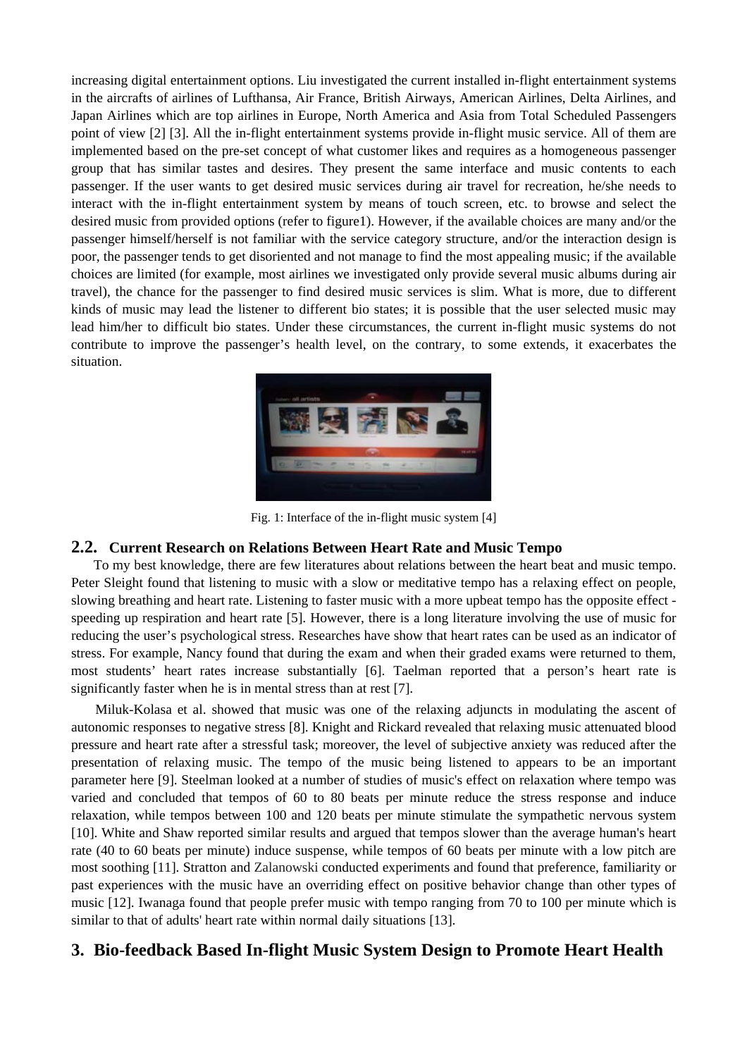increasing digital entertainment options. Liu investigated the current installed in-flight entertainment systems in the aircrafts of airlines of Lufthansa, Air France, British Airways, American Airlines, Delta Airlines, and Japan Airlines which are top airlines in Europe, North America and Asia from Total Scheduled Passengers point of view [2] [3]. All the in-flight entertainment systems provide in-flight music service. All of them are implemented based on the pre-set concept of what customer likes and requires as a homogeneous passenger group that has similar tastes and desires. They present the same interface and music contents to each passenger. If the user wants to get desired music services during air travel for recreation, he/she needs to interact with the in-flight entertainment system by means of touch screen, etc. to browse and select the desired music from provided options (refer to figure1). However, if the available choices are many and/or the passenger himself/herself is not familiar with the service category structure, and/or the interaction design is poor, the passenger tends to get disoriented and not manage to find the most appealing music; if the available choices are limited (for example, most airlines we investigated only provide several music albums during air travel), the chance for the passenger to find desired music services is slim. What is more, due to different kinds of music may lead the listener to different bio states; it is possible that the user selected music may lead him/her to difficult bio states. Under these circumstances, the current in-flight music systems do not contribute to improve the passenger's health level, on the contrary, to some extends, it exacerbates the situation.

Fig. 1: Interface of the in-flight music system [4]

## 2.2. Current Research on Relations Between Heart Rate and Music Tempo

To my best knowledge, there are few literatures about relations between the heart beat and music tempo. Peter Sleight found that listening to music with a slow or meditative tempo has a relaxing effect on people, slowing breathing and heart rate. Listening to faster music with a more upbeat tempo has the opposite effect - speeding up respiration and heart rate [5]. However, there is a long literature involving the use of music for reducing the user's psychological stress. Researches have show that heart rates can be used as an indicator of stress. For example, Nancy found that during the exam and when their graded exams were returned to them, most students' heart rates increase substantially [6]. Taelman reported that a person's heart rate is significantly faster when he is in mental stress than at rest [7].

Miluk-Kolasa et al. showed that music was one of the relaxing adjuncts in modulating the ascent of autonomic responses to negative stress [8]. Knight and Rickard revealed that relaxing music attenuated blood pressure and heart rate after a stressful task; moreover, the level of subjective anxiety was reduced after the presentation of relaxing music. The tempo of the music being listened to appears to be an important parameter here [9]. Steelman looked at a number of studies of music's effect on relaxation where tempo was varied and concluded that tempos of 60 to 80 beats per minute reduce the stress response and induce relaxation, while tempos between 100 and 120 beats per minute stimulate the sympathetic nervous system [10]. White and Shaw reported similar results and argued that tempos slower than the average human's heart rate (40 to 60 beats per minute) induce suspense, while tempos of 60 beats per minute with a low pitch are most soothing [11]. Stratton and Zalanowski conducted experiments and found that preference, familiarity or past experiences with the music have an overriding effect on positive behavior change than other types of music [12]. Iwanaga found that people prefer music with tempo ranging from 70 to 100 per minute which is similar to that of adults' heart rate within normal daily situations [13].

# 3. Bio-feedback Based In-flight Music System Design to Promote Heart Health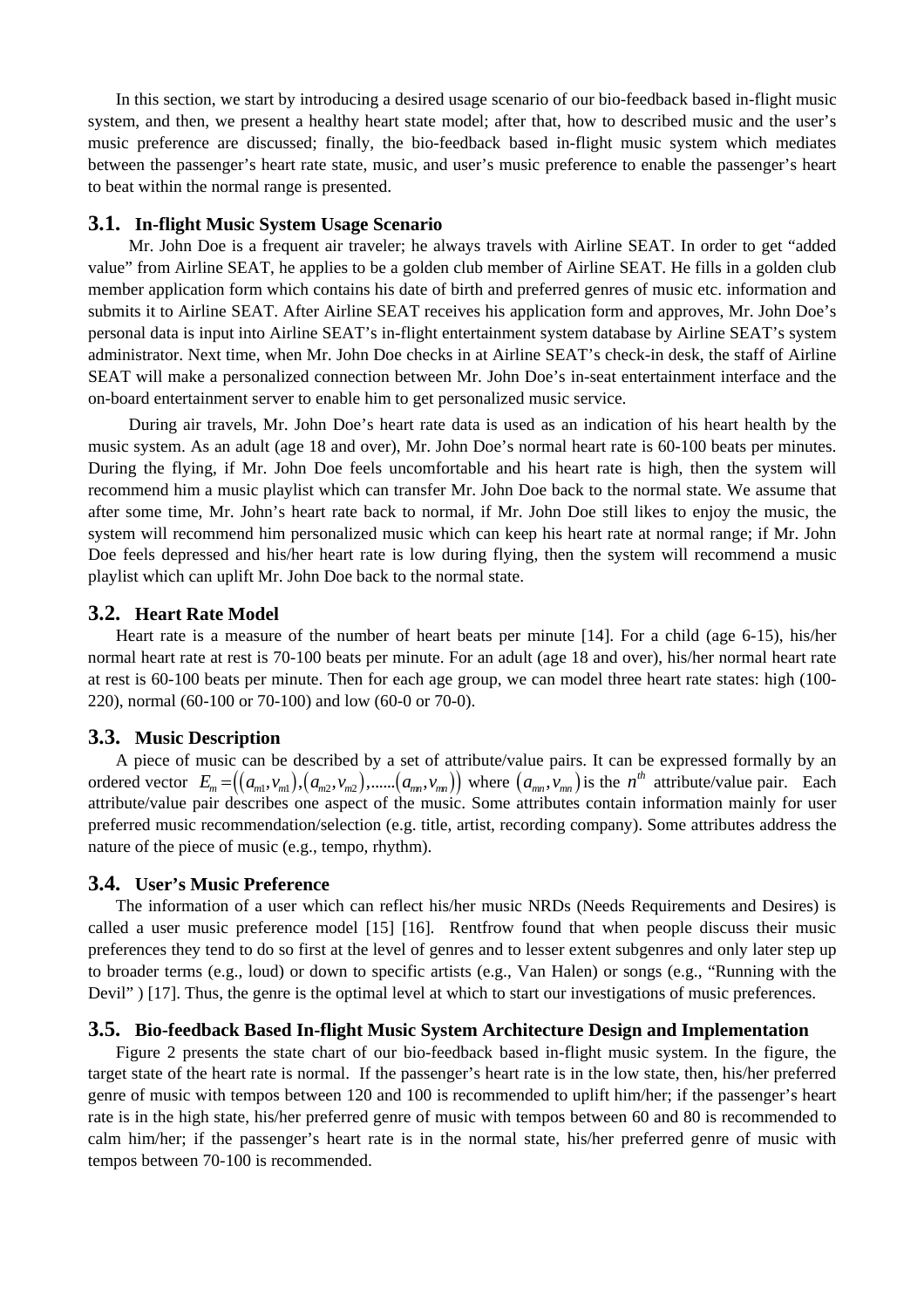In this section, we start by introducing a desired usage scenario of our bio-feedback based in-flight music system, and then, we present a healthy heart state model; after that, how to described music and the user's music preference are discussed; finally, the bio-feedback based in-flight music system which mediates between the passenger's heart rate state, music, and user's music preference to enable the passenger's heart to beat within the normal range is presented.

## 3.1. In-flight Music System Usage Scenario

Mr. John Doe is a frequent air traveler; he always travels with Airline SEAT. In order to get "added value" from Airline SEAT, he applies to be a golden club member of Airline SEAT. He fills in a golden club member application form which contains his date of birth and preferred genres of music etc. information and submits it to Airline SEAT. After Airline SEAT receives his application form and approves, Mr. John Doe's personal data is input into Airline SEAT's in-flight entertainment system database by Airline SEAT's system administrator. Next time, when Mr. John Doe checks in at Airline SEAT's check-in desk, the staff of Airline SEAT will make a personalized connection between Mr. John Doe's in-seat entertainment interface and the on-board entertainment server to enable him to get personalized music service.

During air travels, Mr. John Doe's heart rate data is used as an indication of his heart health by the music system. As an adult (age 18 and over), Mr. John Doe's normal heart rate is 60-100 beats per minutes. During the flying, if Mr. John Doe feels uncomfortable and his heart rate is high, then the system will recommend him a music playlist which can transfer Mr. John Doe back to the normal state. We assume that after some time, Mr. John's heart rate back to normal, if Mr. John Doe still likes to enjoy the music, the system will recommend him personalized music which can keep his heart rate at normal range; if Mr. John Doe feels depressed and his/her heart rate is low during flying, then the system will recommend a music playlist which can uplift Mr. John Doe back to the normal state.

## 3.2. Heart Rate Model

Heart rate is a measure of the number of heart beats per minute [14]. For a child (age 6-15), his/her normal heart rate at rest is 70-100 beats per minute. For an adult (age 18 and over), his/her normal heart rate at rest is 60-100 beats per minute. Then for each age group, we can model three heart rate states: high (100-220), normal (60-100 or 70-100) and low (60-0 or 70-0).

## 3.3. Music Description

A piece of music can be described by a set of attribute/value pairs. It can be expressed formally by an ordered vector $E_m = \left( \left(a_{m1}, v_{m1}\right), \left(a_{m2}, v_{m2}\right), \ldots\ldots \left(a_{mn}, v_{mn}\right) \right)$ where $\left(a_{mn}, v_{mn}\right)$ is the $n^{th}$ attribute/value pair. Each attribute/value pair describes one aspect of the music. Some attributes contain information mainly for user preferred music recommendation/selection (e.g. title, artist, recording company). Some attributes address the nature of the piece of music (e.g., tempo, rhythm).

## 3.4. User's Music Preference

The information of a user which can reflect his/her music NRDs (Needs Requirements and Desires) is called a user music preference model [15] [16]. Rentfrow found that when people discuss their music preferences they tend to do so first at the level of genres and to lesser extent subgenres and only later step up to broader terms (e.g., loud) or down to specific artists (e.g., Van Halen) or songs (e.g., "Running with the Devil" ) [17]. Thus, the genre is the optimal level at which to start our investigations of music preferences.

## 3.5. Bio-feedback Based In-flight Music System Architecture Design and Implementation

Figure 2 presents the state chart of our bio-feedback based in-flight music system. In the figure, the target state of the heart rate is normal. If the passenger's heart rate is in the low state, then, his/her preferred genre of music with tempos between 120 and 100 is recommended to uplift him/her; if the passenger's heart rate is in the high state, his/her preferred genre of music with tempos between 60 and 80 is recommended to calm him/her; if the passenger's heart rate is in the normal state, his/her preferred genre of music with tempos between 70-100 is recommended.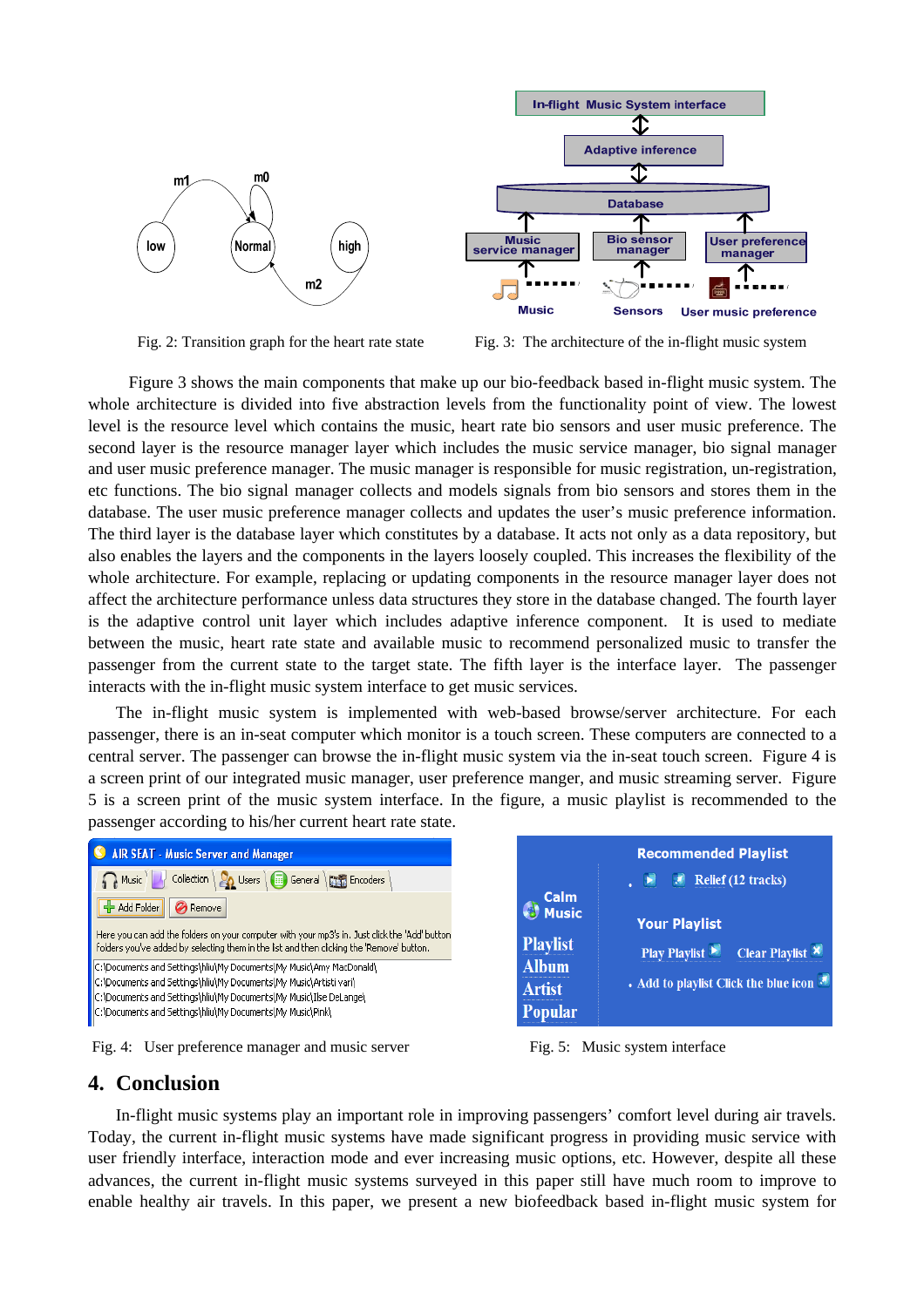Fig. 2: Transition graph for the heart rate state

Fig. 3: The architecture of the in-flight music system

Figure 3 shows the main components that make up our bio-feedback based in-flight music system. The whole architecture is divided into five abstraction levels from the functionality point of view. The lowest level is the resource level which contains the music, heart rate bio sensors and user music preference. The second layer is the resource manager layer which includes the music service manager, bio signal manager and user music preference manager. The music manager is responsible for music registration, un-registration, etc functions. The bio signal manager collects and models signals from bio sensors and stores them in the database. The user music preference manager collects and updates the user's music preference information. The third layer is the database layer which constitutes by a database. It acts not only as a data repository, but also enables the layers and the components in the layers loosely coupled. This increases the flexibility of the whole architecture. For example, replacing or updating components in the resource manager layer does not affect the architecture performance unless data structures they store in the database changed. The fourth layer is the adaptive control unit layer which includes adaptive inference component. It is used to mediate between the music, heart rate state and available music to recommend personalized music to transfer the passenger from the current state to the target state. The fifth layer is the interface layer. The passenger interacts with the in-flight music system interface to get music services.

The in-flight music system is implemented with web-based browse/server architecture. For each passenger, there is an in-seat computer which monitor is a touch screen. These computers are connected to a central server. The passenger can browse the in-flight music system via the in-seat touch screen. Figure 4 is a screen print of our integrated music manager, user preference manger, and music streaming server. Figure 5 is a screen print of the music system interface. In the figure, a music playlist is recommended to the passenger according to his/her current heart rate state.

Fig. 4: User preference manager and music server

Fig. 5: Music system interface

## 4. Conclusion

In-flight music systems play an important role in improving passengers' comfort level during air travels. Today, the current in-flight music systems have made significant progress in providing music service with user friendly interface, interaction mode and ever increasing music options, etc. However, despite all these advances, the current in-flight music systems surveyed in this paper still have much room to improve to enable healthy air travels. In this paper, we present a new biofeedback based in-flight music system for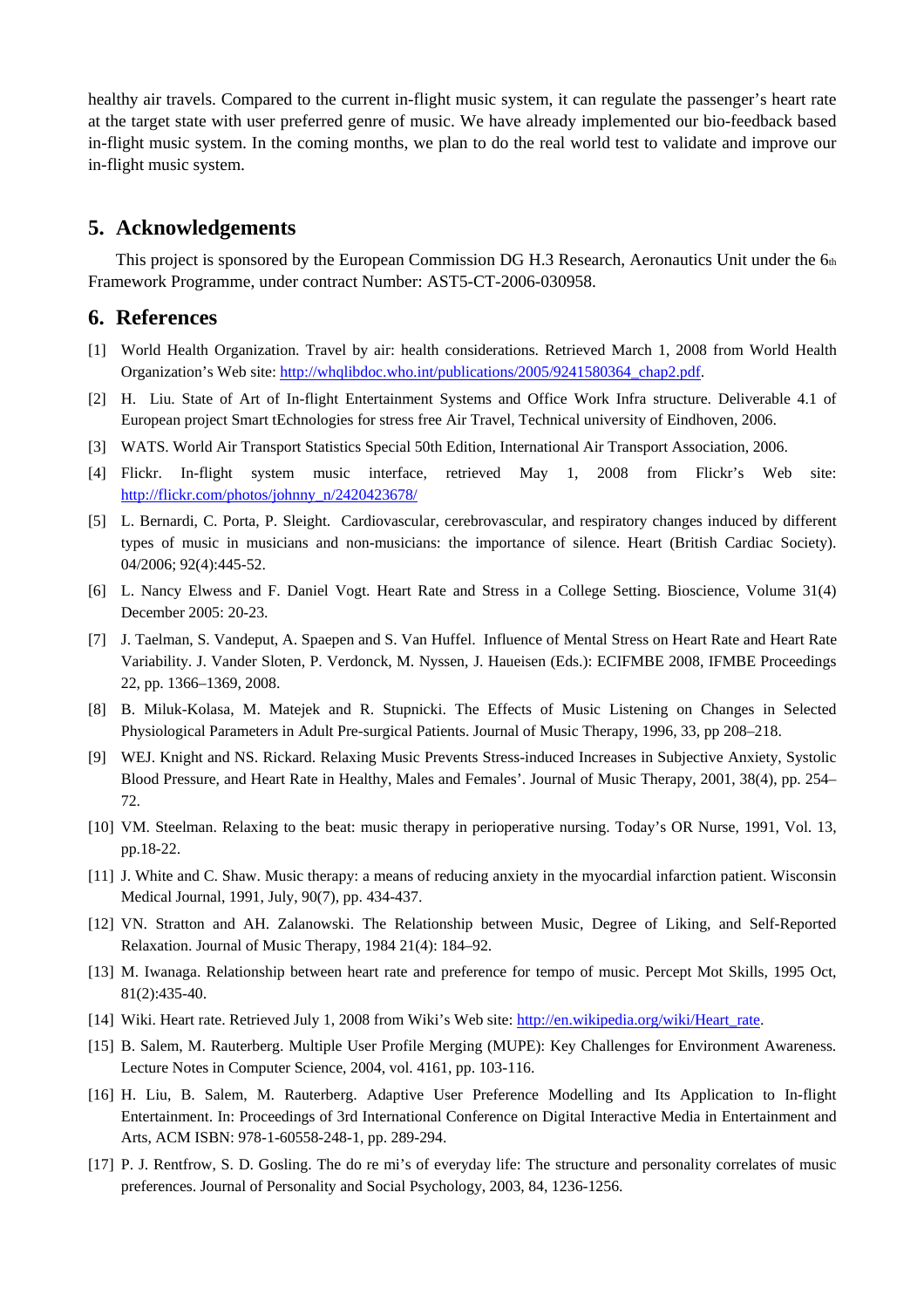healthy air travels. Compared to the current in-flight music system, it can regulate the passenger's heart rate at the target state with user preferred genre of music. We have already implemented our bio-feedback based in-flight music system. In the coming months, we plan to do the real world test to validate and improve our in-flight music system.

## 5. Acknowledgements

This project is sponsored by the European Commission DG H.3 Research, Aeronautics Unit under the 6th Framework Programme, under contract Number: AST5-CT-2006-030958.

## 6. References

[1] World Health Organization. Travel by air: health considerations. Retrieved March 1, 2008 from World Health Organization's Web site: http://whqlibdoc.who.int/publications/2005/9241580364_chap2.pdf.

[2] H. Liu. State of Art of In-flight Entertainment Systems and Office Work Infra structure. Deliverable 4.1 of European project Smart tEchnologies for stress free Air Travel, Technical university of Eindhoven, 2006.

[3] WATS. World Air Transport Statistics Special 50th Edition, International Air Transport Association, 2006.

[4] Flickr. In-flight system music interface, retrieved May 1, 2008 from Flickr's Web site: http://flickr.com/photos/johnny_n/2420423678/

[5] L. Bernardi, C. Porta, P. Sleight. Cardiovascular, cerebrovascular, and respiratory changes induced by different types of music in musicians and non-musicians: the importance of silence. Heart (British Cardiac Society). 04/2006; 92(4):445-52.

[6] L. Nancy Elwess and F. Daniel Vogt. Heart Rate and Stress in a College Setting. Bioscience, Volume 31(4) December 2005: 20-23.

[7] J. Taelman, S. Vandeput, A. Spaepen and S. Van Huffel. Influence of Mental Stress on Heart Rate and Heart Rate Variability. J. Vander Sloten, P. Verdonck, M. Nyssen, J. Haueisen (Eds.): ECIFMBE 2008, IFMBE Proceedings 22, pp. 1366–1369, 2008.

[8] B. Miluk-Kolasa, M. Matejek and R. Stupnicki. The Effects of Music Listening on Changes in Selected Physiological Parameters in Adult Pre-surgical Patients. Journal of Music Therapy, 1996, 33, pp 208–218.

[9] WEJ. Knight and NS. Rickard. Relaxing Music Prevents Stress-induced Increases in Subjective Anxiety, Systolic Blood Pressure, and Heart Rate in Healthy, Males and Females'. Journal of Music Therapy, 2001, 38(4), pp. 254–72.

[10] VM. Steelman. Relaxing to the beat: music therapy in perioperative nursing. Today's OR Nurse, 1991, Vol. 13, pp.18-22.

[11] J. White and C. Shaw. Music therapy: a means of reducing anxiety in the myocardial infarction patient. Wisconsin Medical Journal, 1991, July, 90(7), pp. 434-437.

[12] VN. Stratton and AH. Zalanowski. The Relationship between Music, Degree of Liking, and Self-Reported Relaxation. Journal of Music Therapy, 1984 21(4): 184–92.

[13] M. Iwanaga. Relationship between heart rate and preference for tempo of music. Percept Mot Skills, 1995 Oct, 81(2):435-40.

[14] Wiki. Heart rate. Retrieved July 1, 2008 from Wiki's Web site: http://en.wikipedia.org/wiki/Heart_rate.

[15] B. Salem, M. Rauterberg. Multiple User Profile Merging (MUPE): Key Challenges for Environment Awareness. Lecture Notes in Computer Science, 2004, vol. 4161, pp. 103-116.

[16] H. Liu, B. Salem, M. Rauterberg. Adaptive User Preference Modelling and Its Application to In-flight Entertainment. In: Proceedings of 3rd International Conference on Digital Interactive Media in Entertainment and Arts, ACM ISBN: 978-1-60558-248-1, pp. 289-294.

[17] P. J. Rentfrow, S. D. Gosling. The do re mi's of everyday life: The structure and personality correlates of music preferences. Journal of Personality and Social Psychology, 2003, 84, 1236-1256.